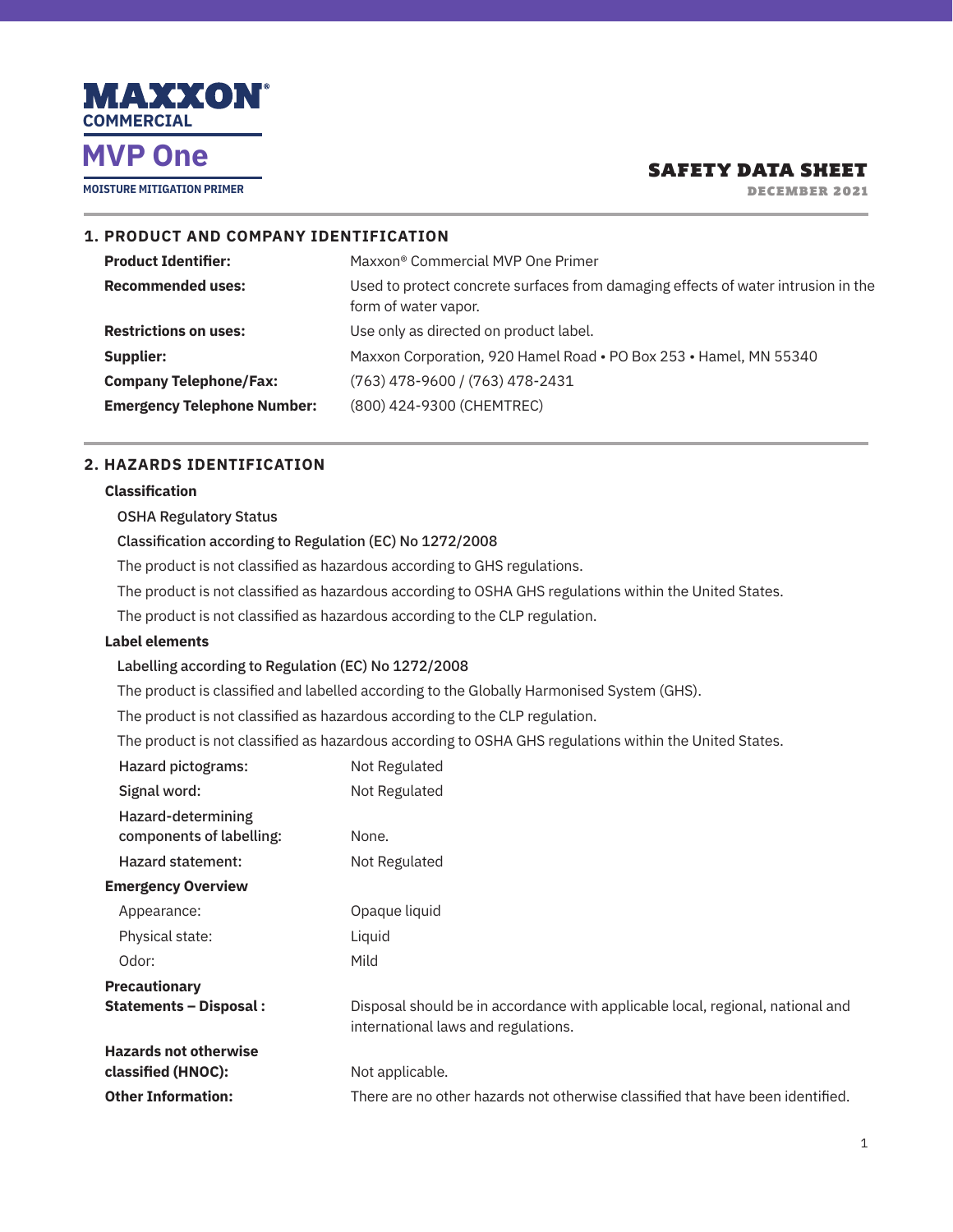# MAXXON® COMMERCIAL

## MVP One

**MOISTURE MITIGATION PRIMER**

**SAFETY DATA SHEET**

**DECEMBER 2021**

## 1. PRODUCT AND COMPANY IDENTIFICATION

| | |
|---|---|
| **Product Identifier:** | Maxxon® Commercial MVP One Primer |
| **Recommended uses:** | Used to protect concrete surfaces from damaging effects of water intrusion in the form of water vapor. |
| **Restrictions on uses:** | Use only as directed on product label. |
| **Supplier:** | Maxxon Corporation, 920 Hamel Road • PO Box 253 • Hamel, MN 55340 |
| **Company Telephone/Fax:** | (763) 478-9600 / (763) 478-2431 |
| **Emergency Telephone Number:** | (800) 424-9300 (CHEMTREC) |

## 2. HAZARDS IDENTIFICATION

**Classification**

OSHA Regulatory Status

Classification according to Regulation (EC) No 1272/2008

The product is not classified as hazardous according to GHS regulations.

The product is not classified as hazardous according to OSHA GHS regulations within the United States.

The product is not classified as hazardous according to the CLP regulation.

**Label elements**

Labelling according to Regulation (EC) No 1272/2008

The product is classified and labelled according to the Globally Harmonised System (GHS).

The product is not classified as hazardous according to the CLP regulation.

The product is not classified as hazardous according to OSHA GHS regulations within the United States.

| | |
|---|---|
| Hazard pictograms: | Not Regulated |
| Signal word: | Not Regulated |
| Hazard-determining components of labelling: | None. |
| Hazard statement: | Not Regulated |

**Emergency Overview**

| | |
|---|---|
| Appearance: | Opaque liquid |
| Physical state: | Liquid |
| Odor: | Mild |

| | |
|---|---|
| **Precautionary Statements – Disposal :** | Disposal should be in accordance with applicable local, regional, national and international laws and regulations. |
| **Hazards not otherwise classified (HNOC):** | Not applicable. |
| **Other Information:** | There are no other hazards not otherwise classified that have been identified. |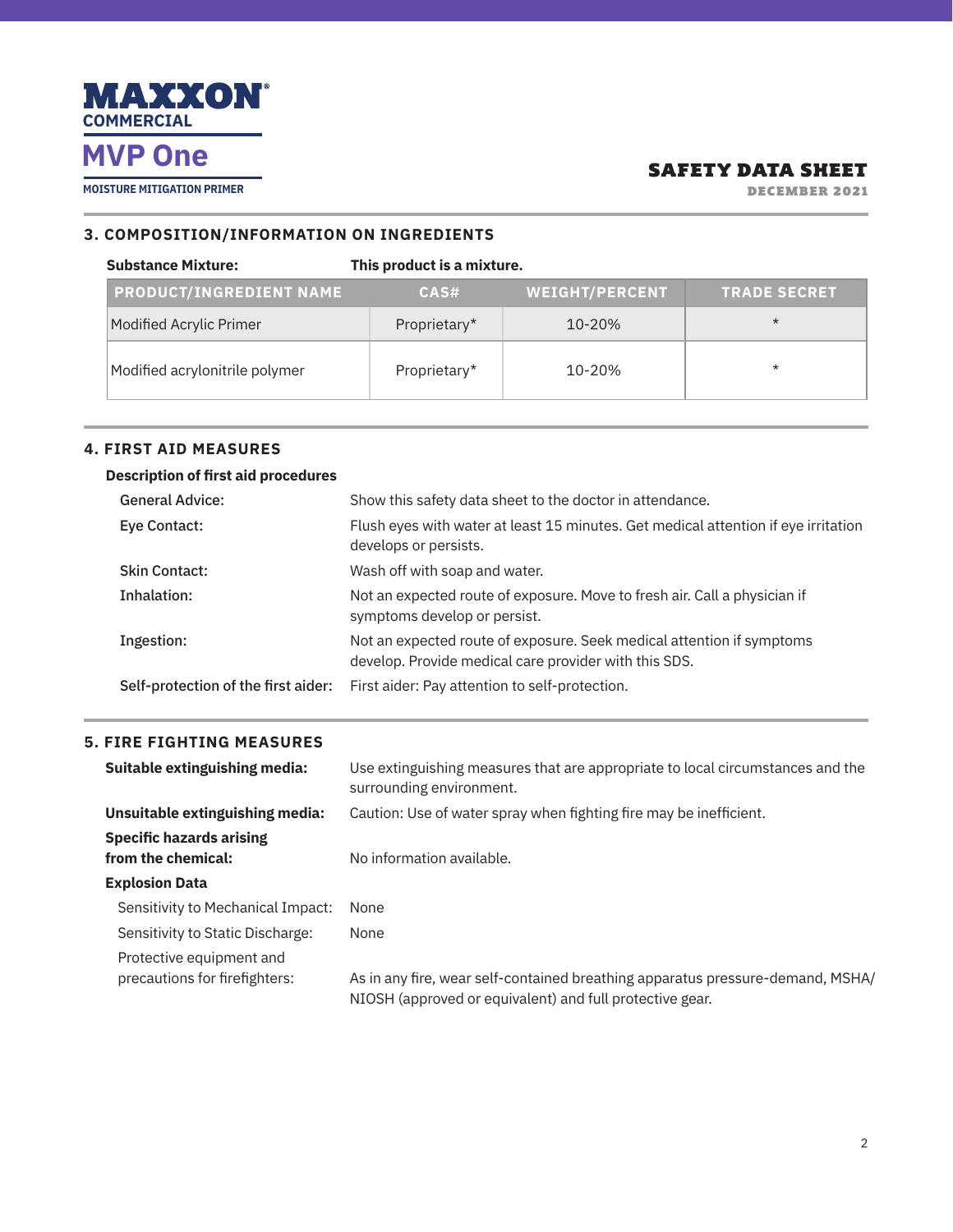## 3. COMPOSITION/INFORMATION ON INGREDIENTS

**Substance Mixture:** **This product is a mixture.**

| PRODUCT/INGREDIENT NAME | CAS# | WEIGHT/PERCENT | TRADE SECRET |
|---|---|---|---|
| Modified Acrylic Primer | Proprietary* | 10-20% | * |
| Modified acrylonitrile polymer | Proprietary* | 10-20% | * |

## 4. FIRST AID MEASURES

**Description of first aid procedures**

**General Advice:** Show this safety data sheet to the doctor in attendance.

**Eye Contact:** Flush eyes with water at least 15 minutes. Get medical attention if eye irritation develops or persists.

**Skin Contact:** Wash off with soap and water.

**Inhalation:** Not an expected route of exposure. Move to fresh air. Call a physician if symptoms develop or persist.

**Ingestion:** Not an expected route of exposure. Seek medical attention if symptoms develop. Provide medical care provider with this SDS.

**Self-protection of the first aider:** First aider: Pay attention to self-protection.

## 5. FIRE FIGHTING MEASURES

**Suitable extinguishing media:** Use extinguishing measures that are appropriate to local circumstances and the surrounding environment.

**Unsuitable extinguishing media:** Caution: Use of water spray when fighting fire may be inefficient.

**Specific hazards arising from the chemical:** No information available.

**Explosion Data**

Sensitivity to Mechanical Impact: None

Sensitivity to Static Discharge: None

Protective equipment and precautions for firefighters: As in any fire, wear self-contained breathing apparatus pressure-demand, MSHA/NIOSH (approved or equivalent) and full protective gear.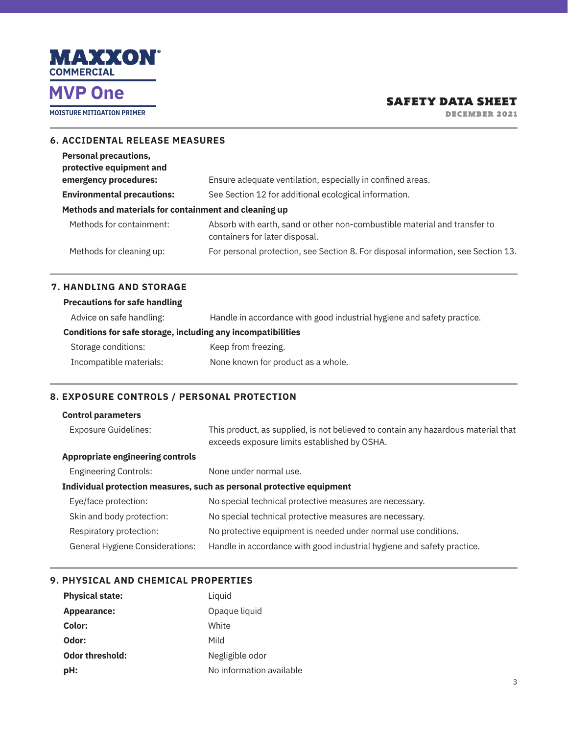## 6. ACCIDENTAL RELEASE MEASURES

**Personal precautions, protective equipment and emergency procedures:** Ensure adequate ventilation, especially in confined areas.

**Environmental precautions:** See Section 12 for additional ecological information.

**Methods and materials for containment and cleaning up**

Methods for containment: Absorb with earth, sand or other non-combustible material and transfer to containers for later disposal.

Methods for cleaning up: For personal protection, see Section 8. For disposal information, see Section 13.

## 7. HANDLING AND STORAGE

**Precautions for safe handling**

Advice on safe handling: Handle in accordance with good industrial hygiene and safety practice.

**Conditions for safe storage, including any incompatibilities**

Storage conditions: Keep from freezing.

Incompatible materials: None known for product as a whole.

## 8. EXPOSURE CONTROLS / PERSONAL PROTECTION

**Control parameters**

Exposure Guidelines: This product, as supplied, is not believed to contain any hazardous material that exceeds exposure limits established by OSHA.

**Appropriate engineering controls**

Engineering Controls: None under normal use.

**Individual protection measures, such as personal protective equipment**

Eye/face protection: No special technical protective measures are necessary.

Skin and body protection: No special technical protective measures are necessary.

Respiratory protection: No protective equipment is needed under normal use conditions.

General Hygiene Considerations: Handle in accordance with good industrial hygiene and safety practice.

## 9. PHYSICAL AND CHEMICAL PROPERTIES

**Physical state:** Liquid

**Appearance:** Opaque liquid

**Color:** White

**Odor:** Mild

**Odor threshold:** Negligible odor

**pH:** No information available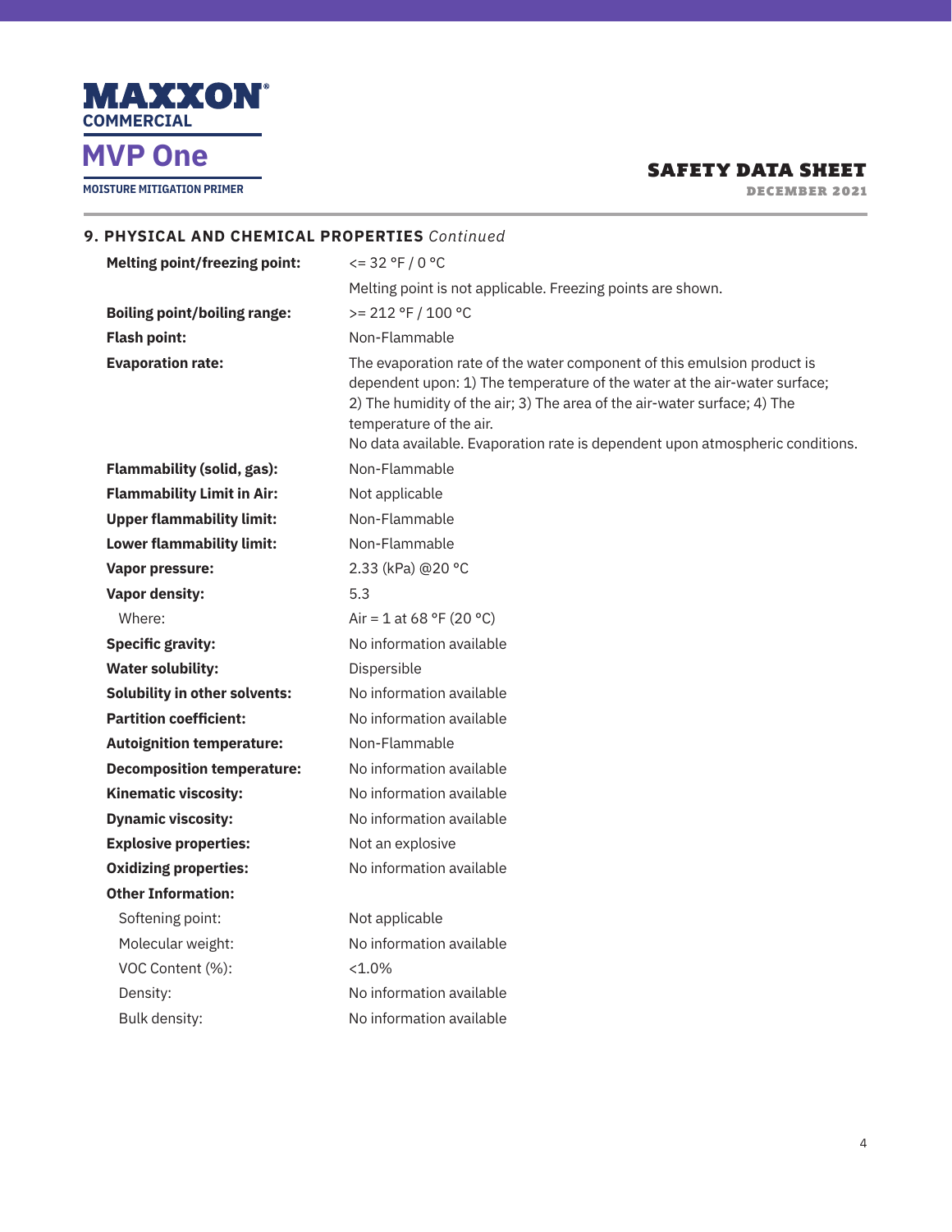## 9. PHYSICAL AND CHEMICAL PROPERTIES *Continued*

| | |
|---|---|
| **Melting point/freezing point:** | <= 32 °F / 0 °C |
| | Melting point is not applicable. Freezing points are shown. |
| **Boiling point/boiling range:** | >= 212 °F / 100 °C |
| **Flash point:** | Non-Flammable |
| **Evaporation rate:** | The evaporation rate of the water component of this emulsion product is dependent upon: 1) The temperature of the water at the air-water surface; 2) The humidity of the air; 3) The area of the air-water surface; 4) The temperature of the air. No data available. Evaporation rate is dependent upon atmospheric conditions. |
| **Flammability (solid, gas):** | Non-Flammable |
| **Flammability Limit in Air:** | Not applicable |
| **Upper flammability limit:** | Non-Flammable |
| **Lower flammability limit:** | Non-Flammable |
| **Vapor pressure:** | 2.33 (kPa) @20 °C |
| **Vapor density:** | 5.3 |
| Where: | Air = 1 at 68 °F (20 °C) |
| **Specific gravity:** | No information available |
| **Water solubility:** | Dispersible |
| **Solubility in other solvents:** | No information available |
| **Partition coefficient:** | No information available |
| **Autoignition temperature:** | Non-Flammable |
| **Decomposition temperature:** | No information available |
| **Kinematic viscosity:** | No information available |
| **Dynamic viscosity:** | No information available |
| **Explosive properties:** | Not an explosive |
| **Oxidizing properties:** | No information available |
| **Other Information:** | |
| Softening point: | Not applicable |
| Molecular weight: | No information available |
| VOC Content (%): | <1.0% |
| Density: | No information available |
| Bulk density: | No information available |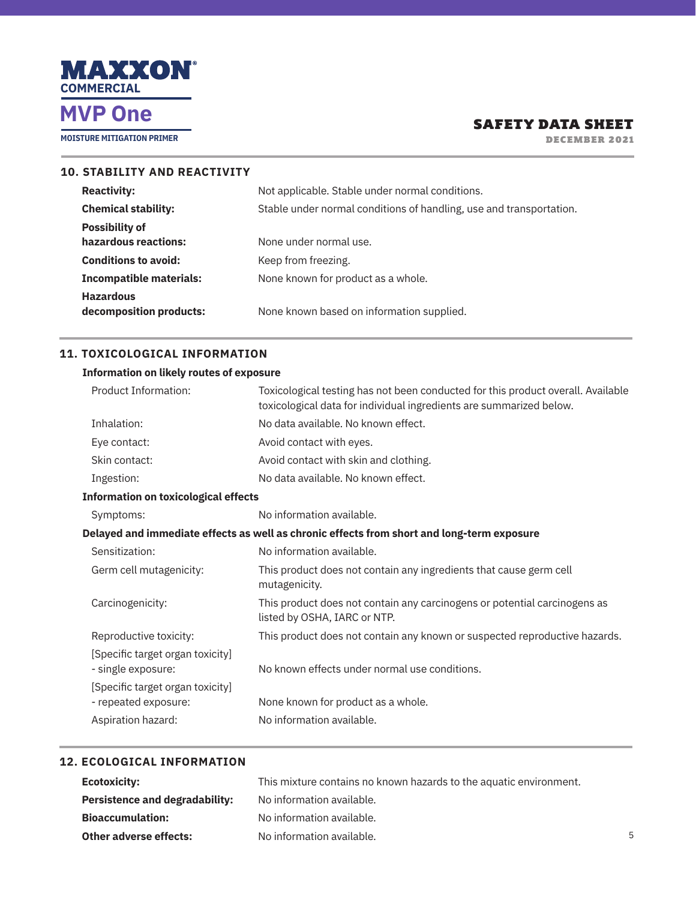## 10. STABILITY AND REACTIVITY

| | |
|---|---|
| **Reactivity:** | Not applicable. Stable under normal conditions. |
| **Chemical stability:** | Stable under normal conditions of handling, use and transportation. |
| **Possibility of hazardous reactions:** | None under normal use. |
| **Conditions to avoid:** | Keep from freezing. |
| **Incompatible materials:** | None known for product as a whole. |
| **Hazardous decomposition products:** | None known based on information supplied. |

## 11. TOXICOLOGICAL INFORMATION

**Information on likely routes of exposure**

| | |
|---|---|
| Product Information: | Toxicological testing has not been conducted for this product overall. Available toxicological data for individual ingredients are summarized below. |
| Inhalation: | No data available. No known effect. |
| Eye contact: | Avoid contact with eyes. |
| Skin contact: | Avoid contact with skin and clothing. |
| Ingestion: | No data available. No known effect. |

**Information on toxicological effects**

| | |
|---|---|
| Symptoms: | No information available. |

**Delayed and immediate effects as well as chronic effects from short and long-term exposure**

| | |
|---|---|
| Sensitization: | No information available. |
| Germ cell mutagenicity: | This product does not contain any ingredients that cause germ cell mutagenicity. |
| Carcinogenicity: | This product does not contain any carcinogens or potential carcinogens as listed by OSHA, IARC or NTP. |
| Reproductive toxicity: | This product does not contain any known or suspected reproductive hazards. |
| [Specific target organ toxicity] - single exposure: | No known effects under normal use conditions. |
| [Specific target organ toxicity] - repeated exposure: | None known for product as a whole. |
| Aspiration hazard: | No information available. |

## 12. ECOLOGICAL INFORMATION

| | |
|---|---|
| **Ecotoxicity:** | This mixture contains no known hazards to the aquatic environment. |
| **Persistence and degradability:** | No information available. |
| **Bioaccumulation:** | No information available. |
| **Other adverse effects:** | No information available. |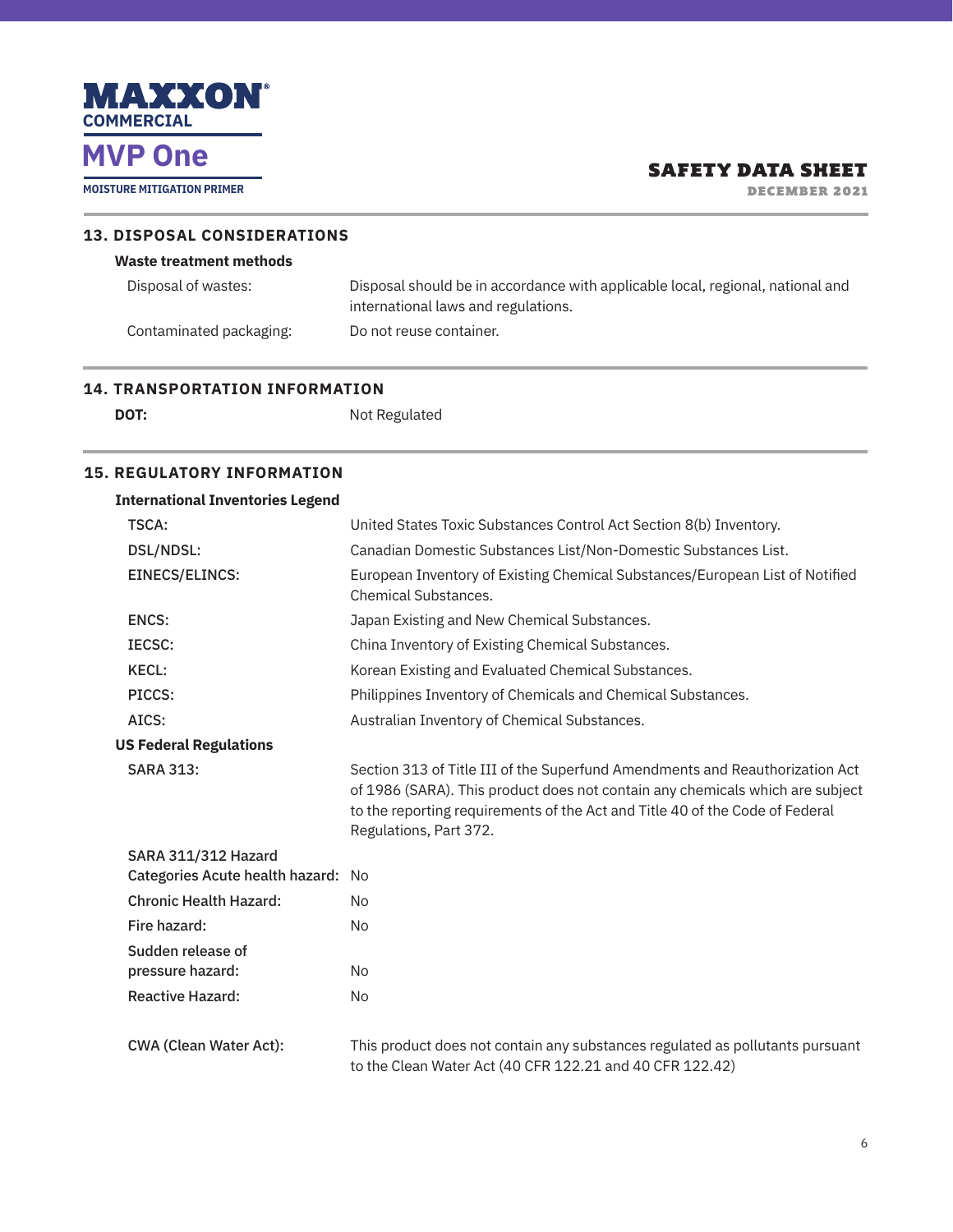## 13. DISPOSAL CONSIDERATIONS

### Waste treatment methods

| | |
|---|---|
| Disposal of wastes: | Disposal should be in accordance with applicable local, regional, national and international laws and regulations. |
| Contaminated packaging: | Do not reuse container. |

## 14. TRANSPORTATION INFORMATION

| | |
|---|---|
| **DOT:** | Not Regulated |

## 15. REGULATORY INFORMATION

### International Inventories Legend

| | |
|---|---|
| TSCA: | United States Toxic Substances Control Act Section 8(b) Inventory. |
| DSL/NDSL: | Canadian Domestic Substances List/Non-Domestic Substances List. |
| EINECS/ELINCS: | European Inventory of Existing Chemical Substances/European List of Notified Chemical Substances. |
| ENCS: | Japan Existing and New Chemical Substances. |
| IECSC: | China Inventory of Existing Chemical Substances. |
| KECL: | Korean Existing and Evaluated Chemical Substances. |
| PICCS: | Philippines Inventory of Chemicals and Chemical Substances. |
| AICS: | Australian Inventory of Chemical Substances. |

### US Federal Regulations

| | |
|---|---|
| SARA 313: | Section 313 of Title III of the Superfund Amendments and Reauthorization Act of 1986 (SARA). This product does not contain any chemicals which are subject to the reporting requirements of the Act and Title 40 of the Code of Federal Regulations, Part 372. |
| SARA 311/312 Hazard Categories Acute health hazard: | No |
| Chronic Health Hazard: | No |
| Fire hazard: | No |
| Sudden release of pressure hazard: | No |
| Reactive Hazard: | No |
| CWA (Clean Water Act): | This product does not contain any substances regulated as pollutants pursuant to the Clean Water Act (40 CFR 122.21 and 40 CFR 122.42) |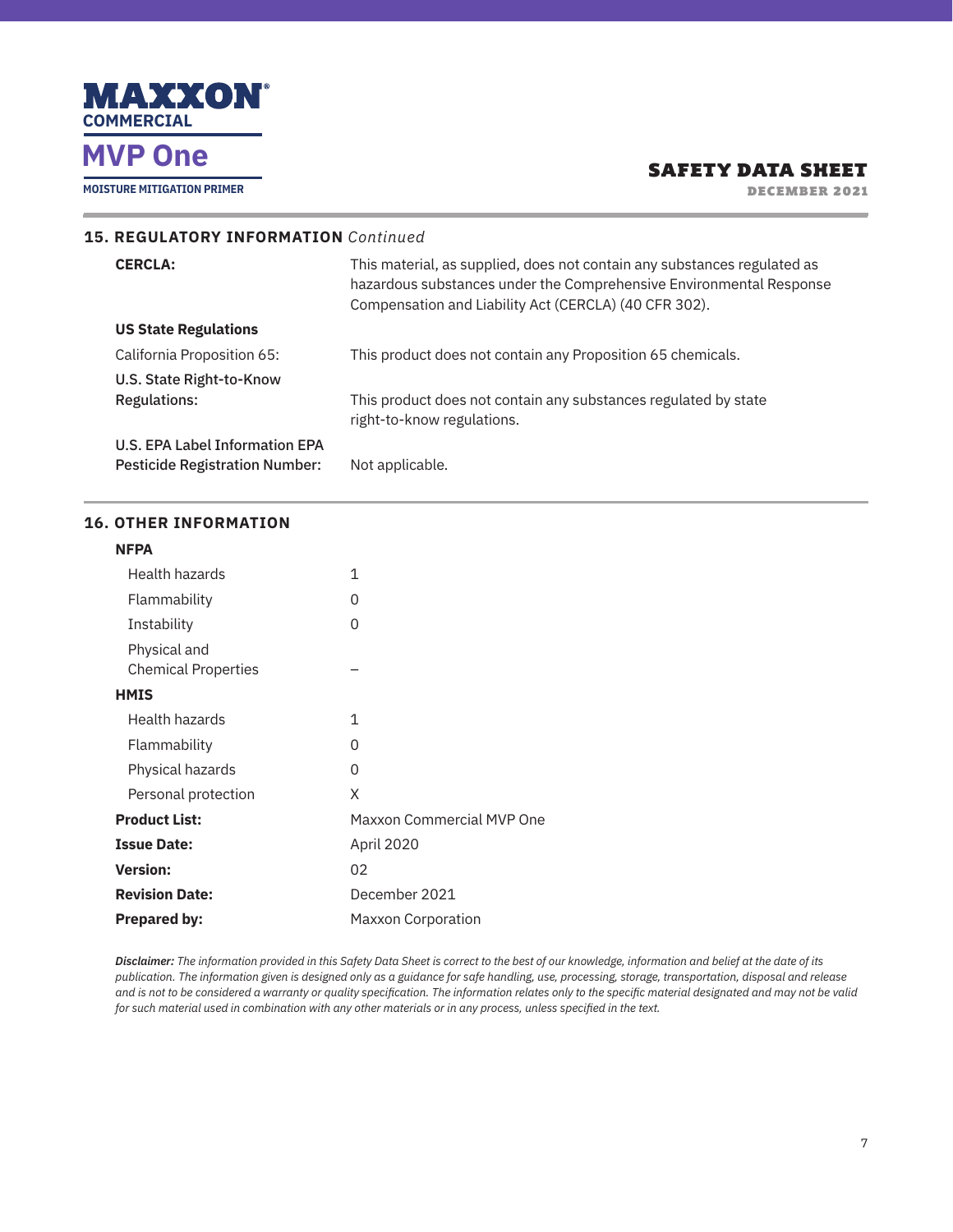## 15. REGULATORY INFORMATION *Continued*

| | |
|---|---|
| **CERCLA:** | This material, as supplied, does not contain any substances regulated as hazardous substances under the Comprehensive Environmental Response Compensation and Liability Act (CERCLA) (40 CFR 302). |
| **US State Regulations** | |
| California Proposition 65: | This product does not contain any Proposition 65 chemicals. |
| U.S. State Right-to-Know Regulations: | This product does not contain any substances regulated by state right-to-know regulations. |
| U.S. EPA Label Information EPA Pesticide Registration Number: | Not applicable. |

## 16. OTHER INFORMATION

| | |
|---|---|
| **NFPA** | |
| Health hazards | 1 |
| Flammability | 0 |
| Instability | 0 |
| Physical and Chemical Properties | – |
| **HMIS** | |
| Health hazards | 1 |
| Flammability | 0 |
| Physical hazards | 0 |
| Personal protection | X |
| **Product List:** | Maxxon Commercial MVP One |
| **Issue Date:** | April 2020 |
| **Version:** | 02 |
| **Revision Date:** | December 2021 |
| **Prepared by:** | Maxxon Corporation |

***Disclaimer:*** *The information provided in this Safety Data Sheet is correct to the best of our knowledge, information and belief at the date of its publication. The information given is designed only as a guidance for safe handling, use, processing, storage, transportation, disposal and release and is not to be considered a warranty or quality specification. The information relates only to the specific material designated and may not be valid for such material used in combination with any other materials or in any process, unless specified in the text.*